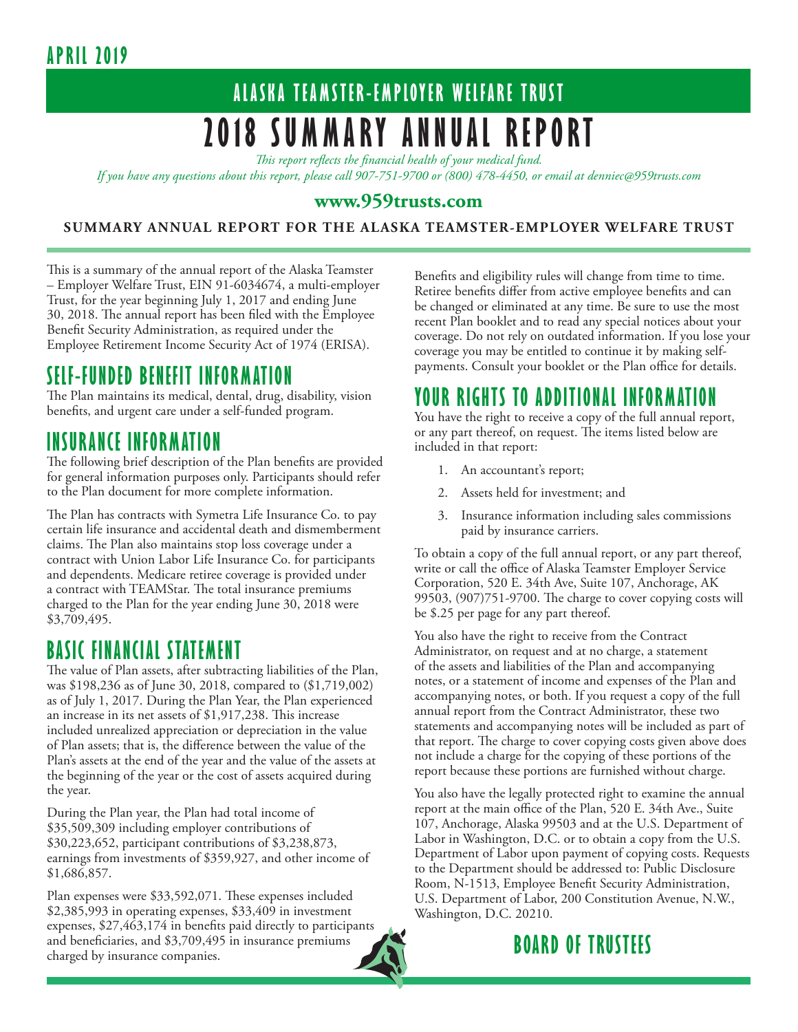APRIL 2019

## ALASKA TEAMSTER-EMPLOYER WELFARE TRUST

# 2018 SUMMARY ANNUAL REPORT

*This report reflects the financial health of your medical fund.*

*If you have any questions about this report, please call 907-751-9700 or (800) 478-4450, or email at denniec@959trusts.com*

**www.959trusts.com**

**SUMMARY ANNUAL REPORT FOR THE ALASKA TEAMSTER-EMPLOYER WELFARE TRUST**

This is a summary of the annual report of the Alaska Teamster – Employer Welfare Trust, EIN 91-6034674, a multi-employer Trust, for the year beginning July 1, 2017 and ending June 30, 2018. The annual report has been filed with the Employee Benefit Security Administration, as required under the Employee Retirement Income Security Act of 1974 (ERISA).

## SELF-FUNDED BENEFIT INFORMATION

The Plan maintains its medical, dental, drug, disability, vision benefits, and urgent care under a self-funded program.

## INSURANCE INFORMATION

The following brief description of the Plan benefits are provided for general information purposes only. Participants should refer to the Plan document for more complete information.

The Plan has contracts with Symetra Life Insurance Co. to pay certain life insurance and accidental death and dismemberment claims. The Plan also maintains stop loss coverage under a contract with Union Labor Life Insurance Co. for participants and dependents. Medicare retiree coverage is provided under a contract with TEAMStar. The total insurance premiums charged to the Plan for the year ending June 30, 2018 were $3,709,495.

## BASIC FINANCIAL STATEMENT

The value of Plan assets, after subtracting liabilities of the Plan, was $198,236 as of June 30, 2018, compared to ($1,719,002) as of July 1, 2017. During the Plan Year, the Plan experienced an increase in its net assets of $1,917,238. This increase included unrealized appreciation or depreciation in the value of Plan assets; that is, the difference between the value of the Plan's assets at the end of the year and the value of the assets at the beginning of the year or the cost of assets acquired during the year.

During the Plan year, the Plan had total income of $35,509,309 including employer contributions of $30,223,652, participant contributions of $3,238,873, earnings from investments of $359,927, and other income of $1,686,857.

Plan expenses were $33,592,071. These expenses included $2,385,993 in operating expenses, $33,409 in investment expenses, $27,463,174 in benefits paid directly to participants and beneficiaries, and $3,709,495 in insurance premiums charged by insurance companies.

Benefits and eligibility rules will change from time to time. Retiree benefits differ from active employee benefits and can be changed or eliminated at any time. Be sure to use the most recent Plan booklet and to read any special notices about your coverage. Do not rely on outdated information. If you lose your coverage you may be entitled to continue it by making self-payments. Consult your booklet or the Plan office for details.

## YOUR RIGHTS TO ADDITIONAL INFORMATION

You have the right to receive a copy of the full annual report, or any part thereof, on request. The items listed below are included in that report:

1. An accountant's report;
2. Assets held for investment; and
3. Insurance information including sales commissions paid by insurance carriers.

To obtain a copy of the full annual report, or any part thereof, write or call the office of Alaska Teamster Employer Service Corporation, 520 E. 34th Ave, Suite 107, Anchorage, AK 99503, (907)751-9700. The charge to cover copying costs will be $.25 per page for any part thereof.

You also have the right to receive from the Contract Administrator, on request and at no charge, a statement of the assets and liabilities of the Plan and accompanying notes, or a statement of income and expenses of the Plan and accompanying notes, or both. If you request a copy of the full annual report from the Contract Administrator, these two statements and accompanying notes will be included as part of that report. The charge to cover copying costs given above does not include a charge for the copying of these portions of the report because these portions are furnished without charge.

You also have the legally protected right to examine the annual report at the main office of the Plan, 520 E. 34th Ave., Suite 107, Anchorage, Alaska 99503 and at the U.S. Department of Labor in Washington, D.C. or to obtain a copy from the U.S. Department of Labor upon payment of copying costs. Requests to the Department should be addressed to: Public Disclosure Room, N-1513, Employee Benefit Security Administration, U.S. Department of Labor, 200 Constitution Avenue, N.W., Washington, D.C. 20210.

## BOARD OF TRUSTEES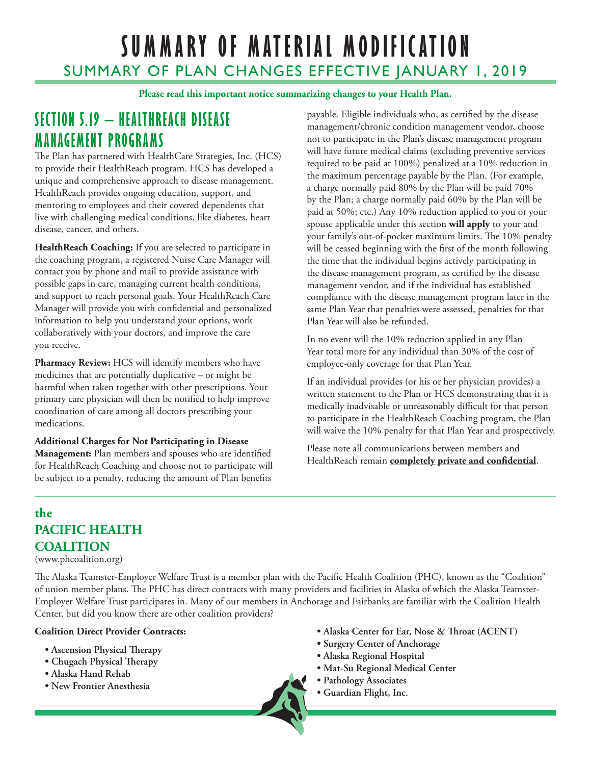# SUMMARY OF MATERIAL MODIFICATION

## SUMMARY OF PLAN CHANGES EFFECTIVE JANUARY 1, 2019

**Please read this important notice summarizing changes to your Health Plan.**

## SECTION 5.19 – HEALTHREACH DISEASE MANAGEMENT PROGRAMS

The Plan has partnered with HealthCare Strategies, Inc. (HCS) to provide their HealthReach program. HCS has developed a unique and comprehensive approach to disease management. HealthReach provides ongoing education, support, and mentoring to employees and their covered dependents that live with challenging medical conditions, like diabetes, heart disease, cancer, and others.

**HealthReach Coaching:** If you are selected to participate in the coaching program, a registered Nurse Care Manager will contact you by phone and mail to provide assistance with possible gaps in care, managing current health conditions, and support to reach personal goals. Your HealthReach Care Manager will provide you with confidential and personalized information to help you understand your options, work collaboratively with your doctors, and improve the care you receive.

**Pharmacy Review:** HCS will identify members who have medicines that are potentially duplicative – or might be harmful when taken together with other prescriptions. Your primary care physician will then be notified to help improve coordination of care among all doctors prescribing your medications.

**Additional Charges for Not Participating in Disease Management:** Plan members and spouses who are identified for HealthReach Coaching and choose not to participate will be subject to a penalty, reducing the amount of Plan benefits payable. Eligible individuals who, as certified by the disease management/chronic condition management vendor, choose not to participate in the Plan's disease management program will have future medical claims (excluding preventive services required to be paid at 100%) penalized at a 10% reduction in the maximum percentage payable by the Plan. (For example, a charge normally paid 80% by the Plan will be paid 70% by the Plan; a charge normally paid 60% by the Plan will be paid at 50%; etc.) Any 10% reduction applied to you or your spouse applicable under this section **will apply** to your and your family's out-of-pocket maximum limits. The 10% penalty will be ceased beginning with the first of the month following the time that the individual begins actively participating in the disease management program, as certified by the disease management vendor, and if the individual has established compliance with the disease management program later in the same Plan Year that penalties were assessed, penalties for that Plan Year will also be refunded.

In no event will the 10% reduction applied in any Plan Year total more for any individual than 30% of the cost of employee-only coverage for that Plan Year.

If an individual provides (or his or her physician provides) a written statement to the Plan or HCS demonstrating that it is medically inadvisable or unreasonably difficult for that person to participate in the HealthReach Coaching program, the Plan will waive the 10% penalty for that Plan Year and prospectively.

Please note all communications between members and HealthReach remain **completely private and confidential**.

## the PACIFIC HEALTH COALITION

(www.phcoalition.org)

The Alaska Teamster-Employer Welfare Trust is a member plan with the Pacific Health Coalition (PHC), known as the "Coalition" of union member plans. The PHC has direct contracts with many providers and facilities in Alaska of which the Alaska Teamster-Employer Welfare Trust participates in. Many of our members in Anchorage and Fairbanks are familiar with the Coalition Health Center, but did you know there are other coalition providers?

**Coalition Direct Provider Contracts:**

- **Ascension Physical Therapy**
- **Chugach Physical Therapy**
- **Alaska Hand Rehab**
- **New Frontier Anesthesia**
- **Alaska Center for Ear, Nose & Throat (ACENT)**
- **Surgery Center of Anchorage**
- **Alaska Regional Hospital**
- **Mat-Su Regional Medical Center**
- **Pathology Associates**
- **Guardian Flight, Inc.**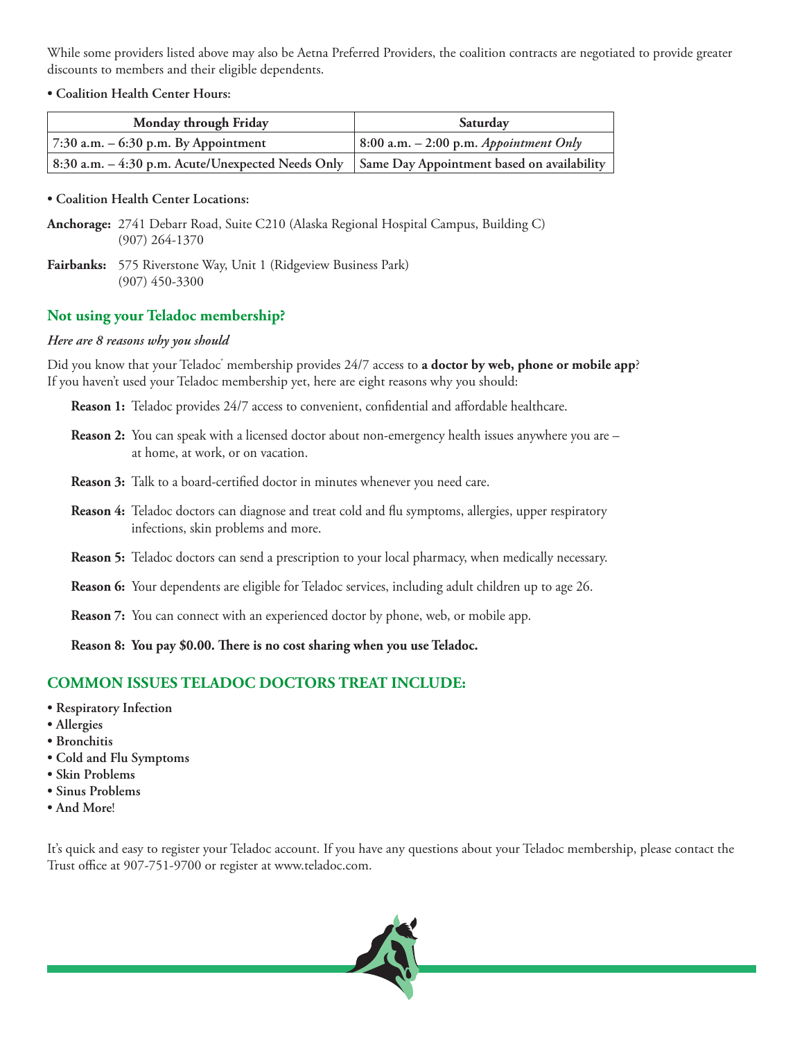While some providers listed above may also be Aetna Preferred Providers, the coalition contracts are negotiated to provide greater discounts to members and their eligible dependents.

- **Coalition Health Center Hours:**

| Monday through Friday | Saturday |
|---|---|
| 7:30 a.m. – 6:30 p.m. By Appointment | 8:00 a.m. – 2:00 p.m. *Appointment Only* |
| 8:30 a.m. – 4:30 p.m. Acute/Unexpected Needs Only | Same Day Appointment based on availability |

- **Coalition Health Center Locations:**

**Anchorage:** 2741 Debarr Road, Suite C210 (Alaska Regional Hospital Campus, Building C)
(907) 264-1370

**Fairbanks:** 575 Riverstone Way, Unit 1 (Ridgeview Business Park)
(907) 450-3300

## Not using your Teladoc membership?

***Here are 8 reasons why you should***

Did you know that your Teladoc® membership provides 24/7 access to **a doctor by web, phone or mobile app**? If you haven't used your Teladoc membership yet, here are eight reasons why you should:

**Reason 1:** Teladoc provides 24/7 access to convenient, confidential and affordable healthcare.

**Reason 2:** You can speak with a licensed doctor about non-emergency health issues anywhere you are – at home, at work, or on vacation.

**Reason 3:** Talk to a board-certified doctor in minutes whenever you need care.

**Reason 4:** Teladoc doctors can diagnose and treat cold and flu symptoms, allergies, upper respiratory infections, skin problems and more.

**Reason 5:** Teladoc doctors can send a prescription to your local pharmacy, when medically necessary.

**Reason 6:** Your dependents are eligible for Teladoc services, including adult children up to age 26.

**Reason 7:** You can connect with an experienced doctor by phone, web, or mobile app.

**Reason 8: You pay $0.00. There is no cost sharing when you use Teladoc.**

## COMMON ISSUES TELADOC DOCTORS TREAT INCLUDE:

- **Respiratory Infection**
- **Allergies**
- **Bronchitis**
- **Cold and Flu Symptoms**
- **Skin Problems**
- **Sinus Problems**
- **And More!**

It's quick and easy to register your Teladoc account. If you have any questions about your Teladoc membership, please contact the Trust office at 907-751-9700 or register at www.teladoc.com.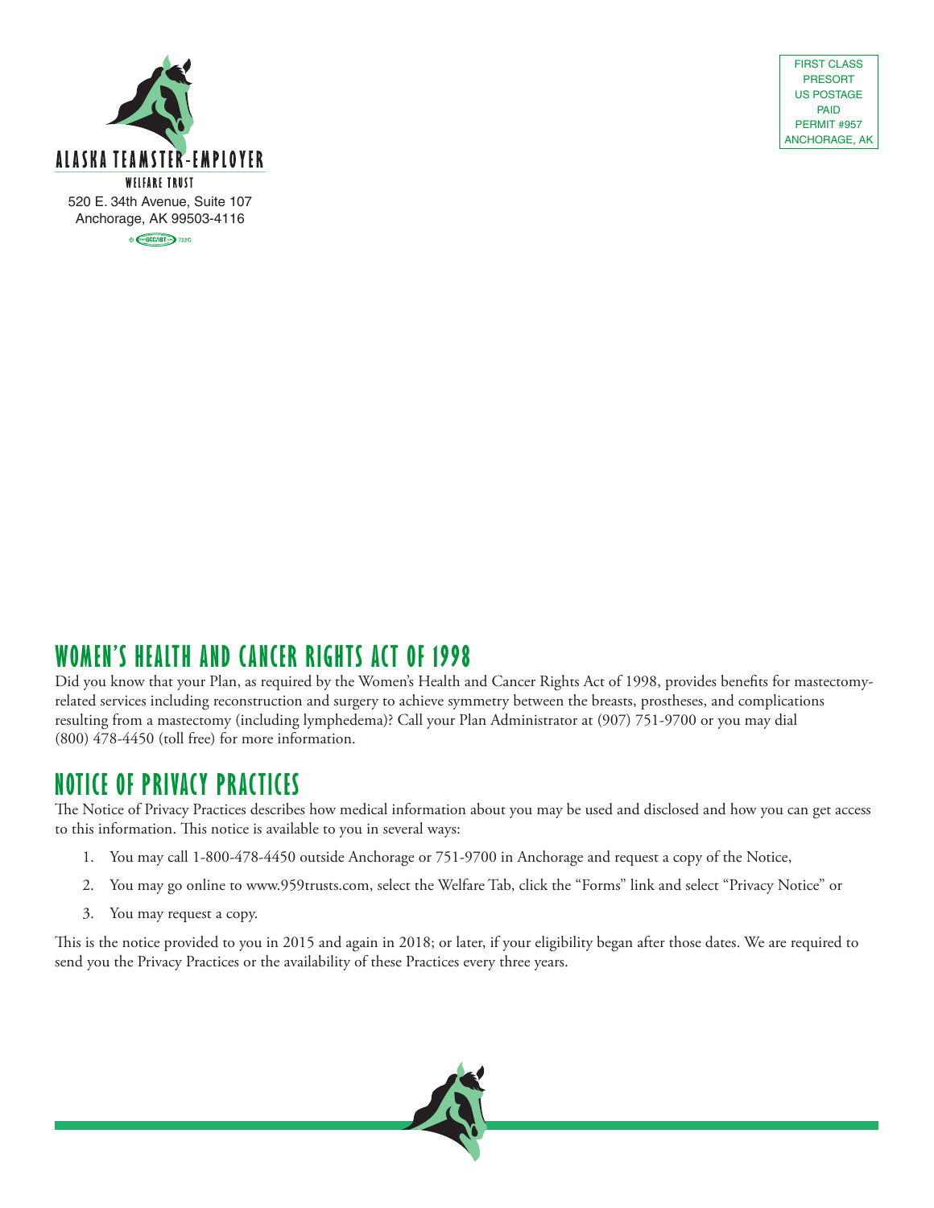ALASKA TEAMSTER-EMPLOYER

WELFARE TRUST

520 E. 34th Avenue, Suite 107
Anchorage, AK 99503-4116

FIRST CLASS
PRESORT
US POSTAGE
PAID
PERMIT #957
ANCHORAGE, AK

## WOMEN'S HEALTH AND CANCER RIGHTS ACT OF 1998

Did you know that your Plan, as required by the Women's Health and Cancer Rights Act of 1998, provides benefits for mastectomy-related services including reconstruction and surgery to achieve symmetry between the breasts, prostheses, and complications resulting from a mastectomy (including lymphedema)? Call your Plan Administrator at (907) 751-9700 or you may dial (800) 478-4450 (toll free) for more information.

## NOTICE OF PRIVACY PRACTICES

The Notice of Privacy Practices describes how medical information about you may be used and disclosed and how you can get access to this information. This notice is available to you in several ways:

1. You may call 1-800-478-4450 outside Anchorage or 751-9700 in Anchorage and request a copy of the Notice,
2. You may go online to www.959trusts.com, select the Welfare Tab, click the "Forms" link and select "Privacy Notice" or
3. You may request a copy.

This is the notice provided to you in 2015 and again in 2018; or later, if your eligibility began after those dates. We are required to send you the Privacy Practices or the availability of these Practices every three years.